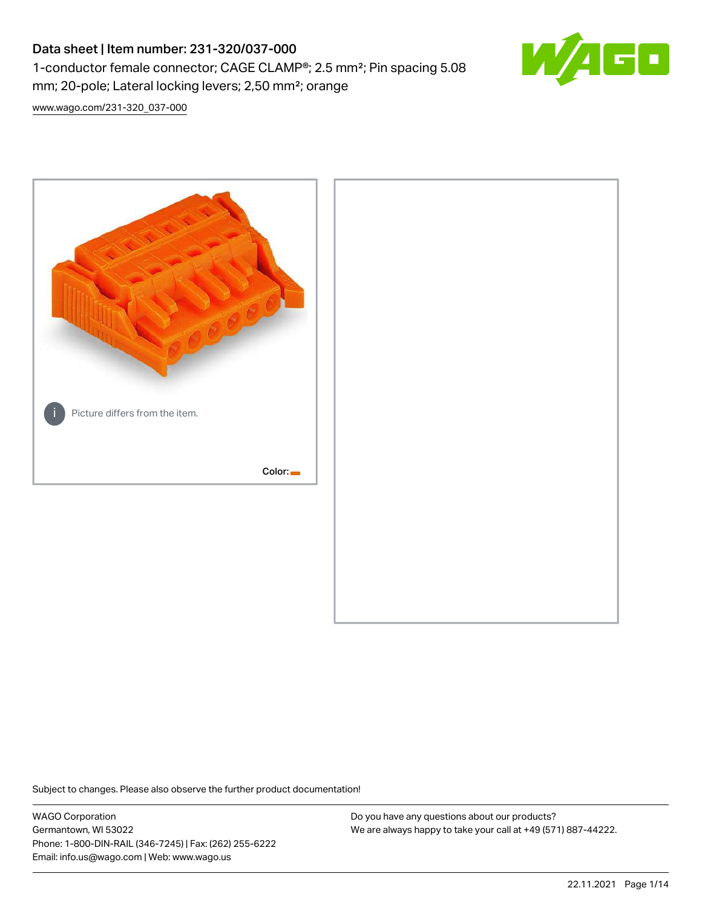# Data sheet | Item number: 231-320/037-000

1-conductor female connector; CAGE CLAMP®; 2.5 mm²; Pin spacing 5.08 mm; 20-pole; Lateral locking levers; 2,50 mm²; orange

www.wago.com/231-320_037-000

Picture differs from the item.

Color:

Subject to changes. Please also observe the further product documentation!

WAGO Corporation
Germantown, WI 53022
Phone: 1-800-DIN-RAIL (346-7245) | Fax: (262) 255-6222
Email: info.us@wago.com | Web: www.wago.us

Do you have any questions about our products?
We are always happy to take your call at +49 (571) 887-44222.

22.11.2021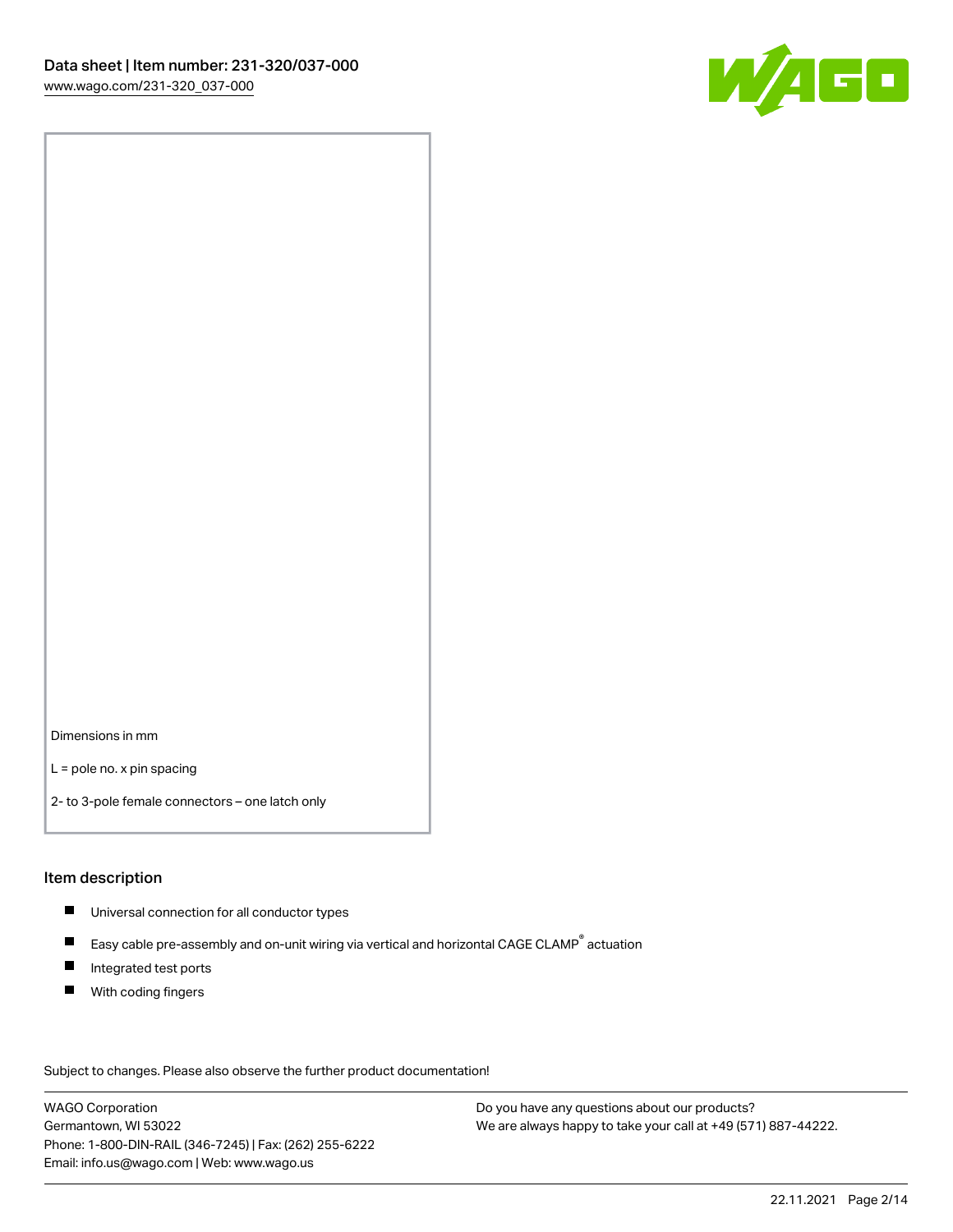Dimensions in mm

L = pole no. x pin spacing

2- to 3-pole female connectors – one latch only

## Item description

- Universal connection for all conductor types
- Easy cable pre-assembly and on-unit wiring via vertical and horizontal CAGE CLAMP® actuation
- Integrated test ports
- With coding fingers

Subject to changes. Please also observe the further product documentation!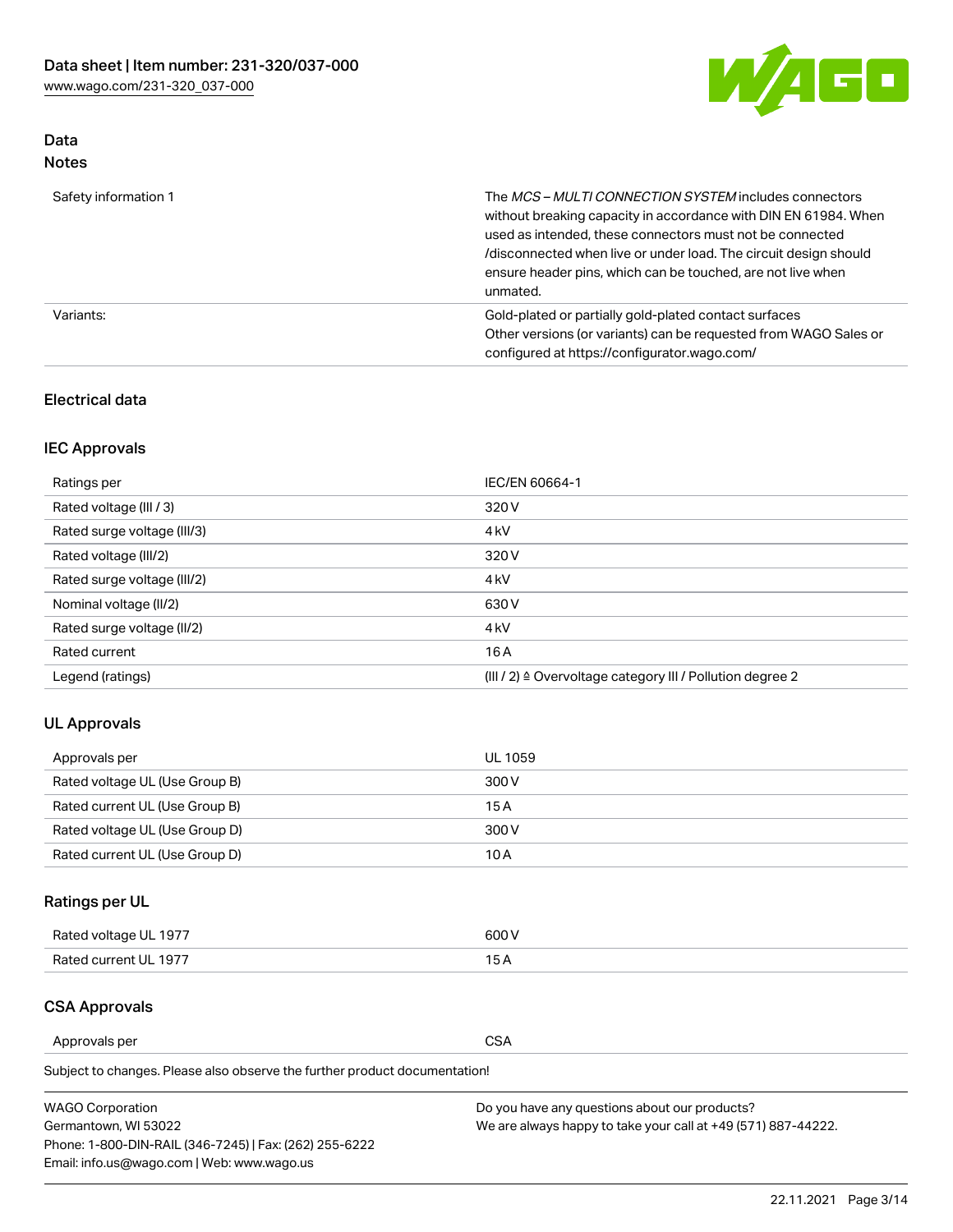## Data
### Notes

| | |
|---|---|
| Safety information 1 | The *MCS – MULTI CONNECTION SYSTEM* includes connectors without breaking capacity in accordance with DIN EN 61984. When used as intended, these connectors must not be connected /disconnected when live or under load. The circuit design should ensure header pins, which can be touched, are not live when unmated. |
| Variants: | Gold-plated or partially gold-plated contact surfaces<br>Other versions (or variants) can be requested from WAGO Sales or configured at https://configurator.wago.com/ |

### Electrical data

#### IEC Approvals

| | |
|---|---|
| Ratings per | IEC/EN 60664-1 |
| Rated voltage (III / 3) | 320 V |
| Rated surge voltage (III/3) | 4 kV |
| Rated voltage (III/2) | 320 V |
| Rated surge voltage (III/2) | 4 kV |
| Nominal voltage (II/2) | 630 V |
| Rated surge voltage (II/2) | 4 kV |
| Rated current | 16 A |
| Legend (ratings) | (III / 2) ≙ Overvoltage category III / Pollution degree 2 |

#### UL Approvals

| | |
|---|---|
| Approvals per | UL 1059 |
| Rated voltage UL (Use Group B) | 300 V |
| Rated current UL (Use Group B) | 15 A |
| Rated voltage UL (Use Group D) | 300 V |
| Rated current UL (Use Group D) | 10 A |

#### Ratings per UL

| | |
|---|---|
| Rated voltage UL 1977 | 600 V |
| Rated current UL 1977 | 15 A |

#### CSA Approvals

| | |
|---|---|
| Approvals per | CSA |

Subject to changes. Please also observe the further product documentation!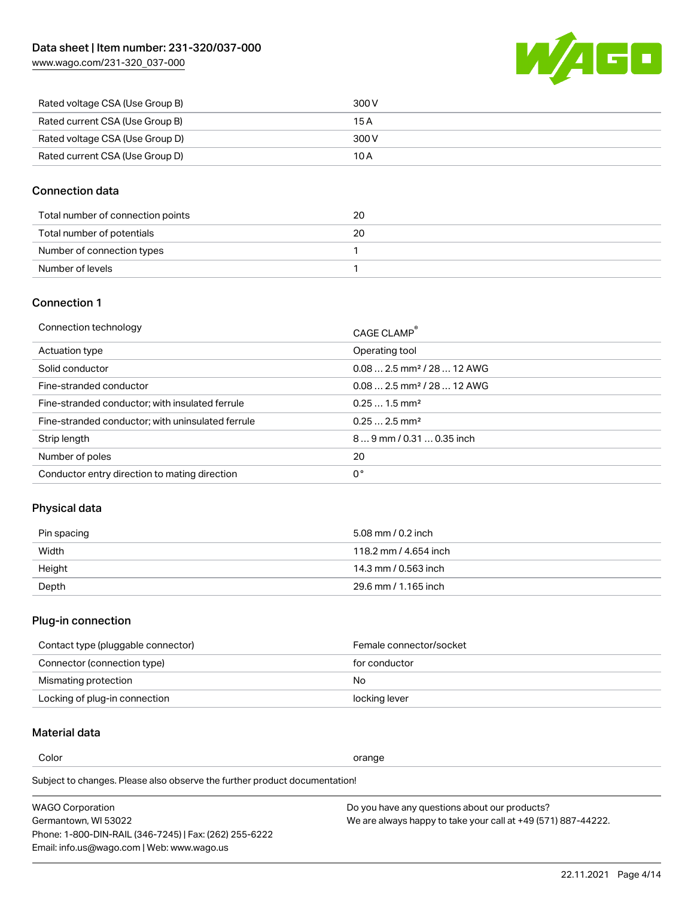| | |
|---|---|
| Rated voltage CSA (Use Group B) | 300 V |
| Rated current CSA (Use Group B) | 15 A |
| Rated voltage CSA (Use Group D) | 300 V |
| Rated current CSA (Use Group D) | 10 A |

## Connection data

| | |
|---|---|
| Total number of connection points | 20 |
| Total number of potentials | 20 |
| Number of connection types | 1 |
| Number of levels | 1 |

## Connection 1

| | |
|---|---|
| Connection technology | CAGE CLAMP® |
| Actuation type | Operating tool |
| Solid conductor | 0.08 … 2.5 mm² / 28 … 12 AWG |
| Fine-stranded conductor | 0.08 … 2.5 mm² / 28 … 12 AWG |
| Fine-stranded conductor; with insulated ferrule | 0.25 … 1.5 mm² |
| Fine-stranded conductor; with uninsulated ferrule | 0.25 … 2.5 mm² |
| Strip length | 8 … 9 mm / 0.31 … 0.35 inch |
| Number of poles | 20 |
| Conductor entry direction to mating direction | 0 ° |

## Physical data

| | |
|---|---|
| Pin spacing | 5.08 mm / 0.2 inch |
| Width | 118.2 mm / 4.654 inch |
| Height | 14.3 mm / 0.563 inch |
| Depth | 29.6 mm / 1.165 inch |

## Plug-in connection

| | |
|---|---|
| Contact type (pluggable connector) | Female connector/socket |
| Connector (connection type) | for conductor |
| Mismating protection | No |
| Locking of plug-in connection | locking lever |

## Material data

| | |
|---|---|
| Color | orange |

Subject to changes. Please also observe the further product documentation!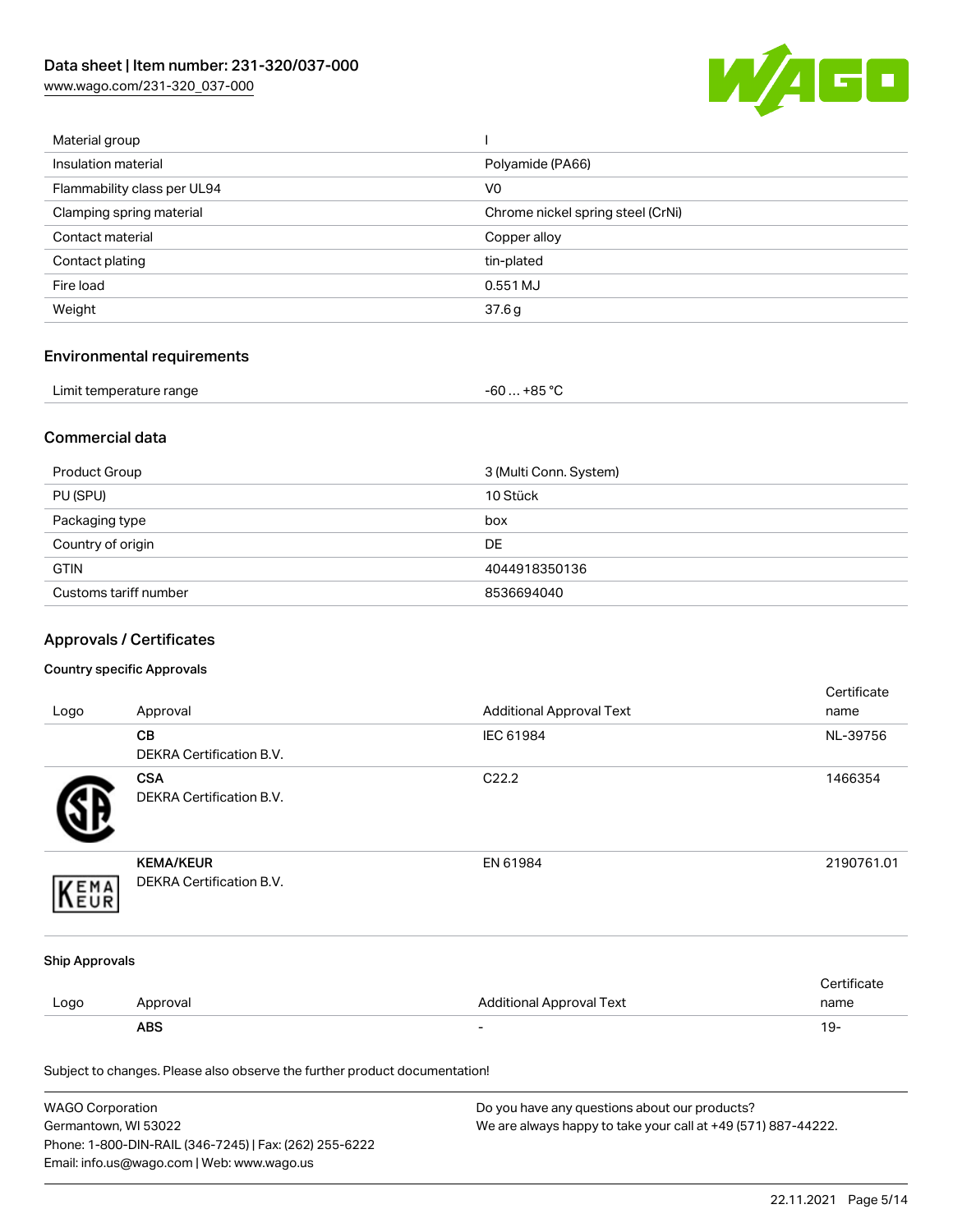| | |
|---|---|
| Material group | I |
| Insulation material | Polyamide (PA66) |
| Flammability class per UL94 | V0 |
| Clamping spring material | Chrome nickel spring steel (CrNi) |
| Contact material | Copper alloy |
| Contact plating | tin-plated |
| Fire load | 0.551 MJ |
| Weight | 37.6 g |

## Environmental requirements

| | |
|---|---|
| Limit temperature range | -60 … +85 °C |

## Commercial data

| | |
|---|---|
| Product Group | 3 (Multi Conn. System) |
| PU (SPU) | 10 Stück |
| Packaging type | box |
| Country of origin | DE |
| GTIN | 4044918350136 |
| Customs tariff number | 8536694040 |

## Approvals / Certificates

### Country specific Approvals

| Logo | Approval | Additional Approval Text | Certificate name |
|---|---|---|---|
| | **CB**<br>DEKRA Certification B.V. | IEC 61984 | NL-39756 |
| | **CSA**<br>DEKRA Certification B.V. | C22.2 | 1466354 |
| | **KEMA/KEUR**<br>DEKRA Certification B.V. | EN 61984 | 2190761.01 |

### Ship Approvals

| Logo | Approval | Additional Approval Text | Certificate name |
|---|---|---|---|
| | **ABS** | - | 19- |

Subject to changes. Please also observe the further product documentation!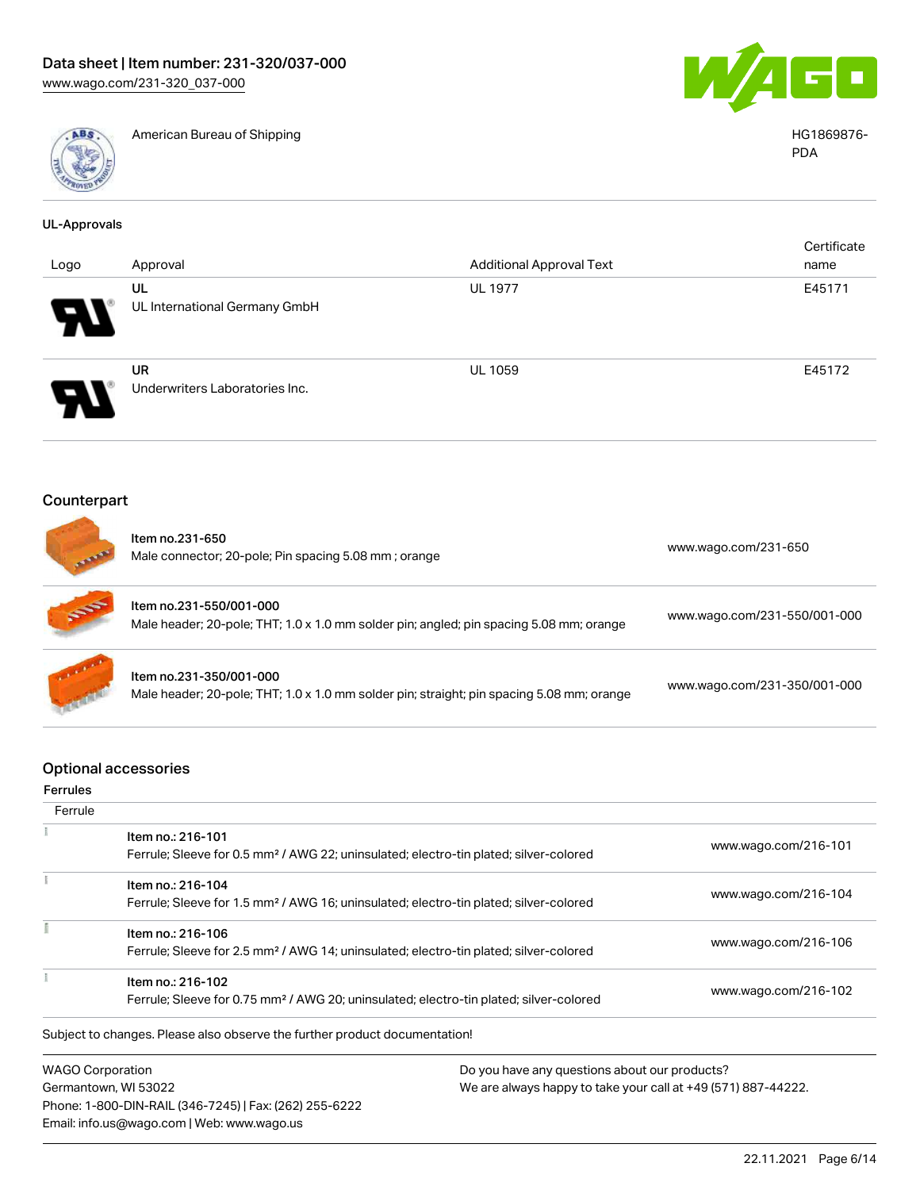| | American Bureau of Shipping | HG1869876-PDA |
|---|---|---|

### UL-Approvals

| Logo | Approval | Additional Approval Text | Certificate name |
|---|---|---|---|
| | UL<br>UL International Germany GmbH | UL 1977 | E45171 |
| | UR<br>Underwriters Laboratories Inc. | UL 1059 | E45172 |

## Counterpart

| | | |
|---|---|---|
| | Item no.231-650<br>Male connector; 20-pole; Pin spacing 5.08 mm ; orange | www.wago.com/231-650 |
| | Item no.231-550/001-000<br>Male header; 20-pole; THT; 1.0 x 1.0 mm solder pin; angled; pin spacing 5.08 mm; orange | www.wago.com/231-550/001-000 |
| | Item no.231-350/001-000<br>Male header; 20-pole; THT; 1.0 x 1.0 mm solder pin; straight; pin spacing 5.08 mm; orange | www.wago.com/231-350/001-000 |

## Optional accessories

### Ferrules

| Ferrule | | |
|---|---|---|
| | Item no.: 216-101<br>Ferrule; Sleeve for 0.5 mm² / AWG 22; uninsulated; electro-tin plated; silver-colored | www.wago.com/216-101 |
| | Item no.: 216-104<br>Ferrule; Sleeve for 1.5 mm² / AWG 16; uninsulated; electro-tin plated; silver-colored | www.wago.com/216-104 |
| | Item no.: 216-106<br>Ferrule; Sleeve for 2.5 mm² / AWG 14; uninsulated; electro-tin plated; silver-colored | www.wago.com/216-106 |
| | Item no.: 216-102<br>Ferrule; Sleeve for 0.75 mm² / AWG 20; uninsulated; electro-tin plated; silver-colored | www.wago.com/216-102 |

Subject to changes. Please also observe the further product documentation!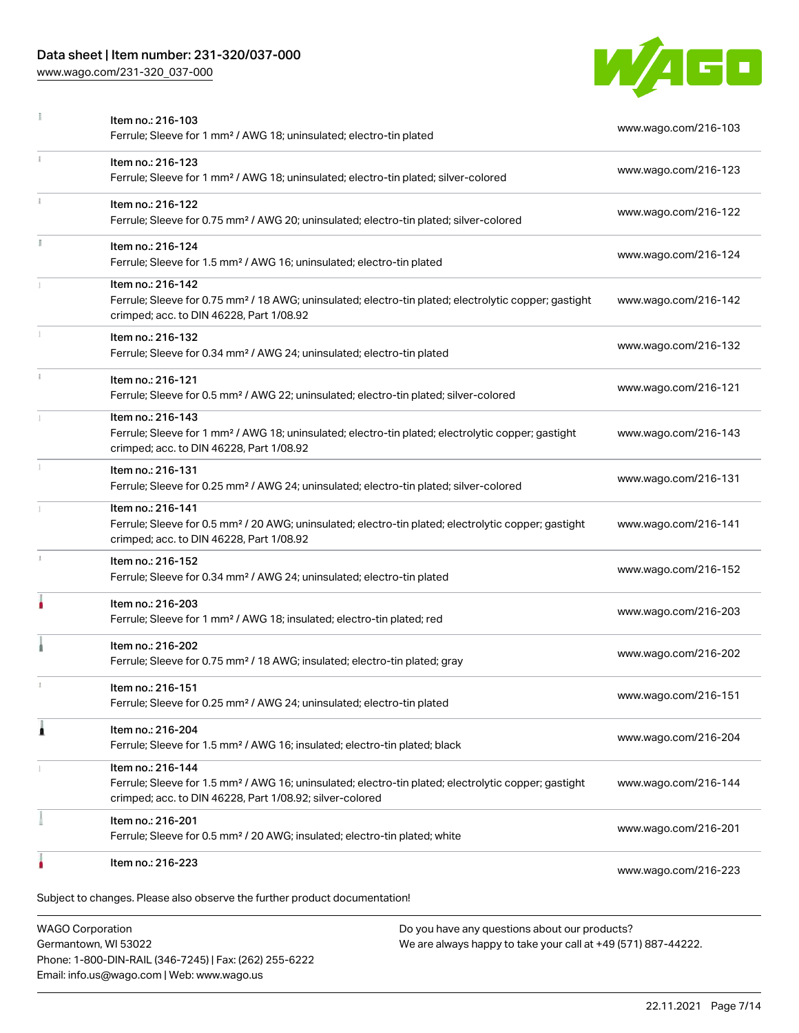| Item | URL |
| --- | --- |
| Item no.: 216-103<br>Ferrule; Sleeve for 1 mm² / AWG 18; uninsulated; electro-tin plated | www.wago.com/216-103 |
| Item no.: 216-123<br>Ferrule; Sleeve for 1 mm² / AWG 18; uninsulated; electro-tin plated; silver-colored | www.wago.com/216-123 |
| Item no.: 216-122<br>Ferrule; Sleeve for 0.75 mm² / AWG 20; uninsulated; electro-tin plated; silver-colored | www.wago.com/216-122 |
| Item no.: 216-124<br>Ferrule; Sleeve for 1.5 mm² / AWG 16; uninsulated; electro-tin plated | www.wago.com/216-124 |
| Item no.: 216-142<br>Ferrule; Sleeve for 0.75 mm² / 18 AWG; uninsulated; electro-tin plated; electrolytic copper; gastight crimped; acc. to DIN 46228, Part 1/08.92 | www.wago.com/216-142 |
| Item no.: 216-132<br>Ferrule; Sleeve for 0.34 mm² / AWG 24; uninsulated; electro-tin plated | www.wago.com/216-132 |
| Item no.: 216-121<br>Ferrule; Sleeve for 0.5 mm² / AWG 22; uninsulated; electro-tin plated; silver-colored | www.wago.com/216-121 |
| Item no.: 216-143<br>Ferrule; Sleeve for 1 mm² / AWG 18; uninsulated; electro-tin plated; electrolytic copper; gastight crimped; acc. to DIN 46228, Part 1/08.92 | www.wago.com/216-143 |
| Item no.: 216-131<br>Ferrule; Sleeve for 0.25 mm² / AWG 24; uninsulated; electro-tin plated; silver-colored | www.wago.com/216-131 |
| Item no.: 216-141<br>Ferrule; Sleeve for 0.5 mm² / 20 AWG; uninsulated; electro-tin plated; electrolytic copper; gastight crimped; acc. to DIN 46228, Part 1/08.92 | www.wago.com/216-141 |
| Item no.: 216-152<br>Ferrule; Sleeve for 0.34 mm² / AWG 24; uninsulated; electro-tin plated | www.wago.com/216-152 |
| Item no.: 216-203<br>Ferrule; Sleeve for 1 mm² / AWG 18; insulated; electro-tin plated; red | www.wago.com/216-203 |
| Item no.: 216-202<br>Ferrule; Sleeve for 0.75 mm² / 18 AWG; insulated; electro-tin plated; gray | www.wago.com/216-202 |
| Item no.: 216-151<br>Ferrule; Sleeve for 0.25 mm² / AWG 24; uninsulated; electro-tin plated | www.wago.com/216-151 |
| Item no.: 216-204<br>Ferrule; Sleeve for 1.5 mm² / AWG 16; insulated; electro-tin plated; black | www.wago.com/216-204 |
| Item no.: 216-144<br>Ferrule; Sleeve for 1.5 mm² / AWG 16; uninsulated; electro-tin plated; electrolytic copper; gastight crimped; acc. to DIN 46228, Part 1/08.92; silver-colored | www.wago.com/216-144 |
| Item no.: 216-201<br>Ferrule; Sleeve for 0.5 mm² / 20 AWG; insulated; electro-tin plated; white | www.wago.com/216-201 |
| Item no.: 216-223 | www.wago.com/216-223 |

Subject to changes. Please also observe the further product documentation!

WAGO Corporation
Germantown, WI 53022
Phone: 1-800-DIN-RAIL (346-7245) | Fax: (262) 255-6222
Email: info.us@wago.com | Web: www.wago.us

Do you have any questions about our products?
We are always happy to take your call at +49 (571) 887-44222.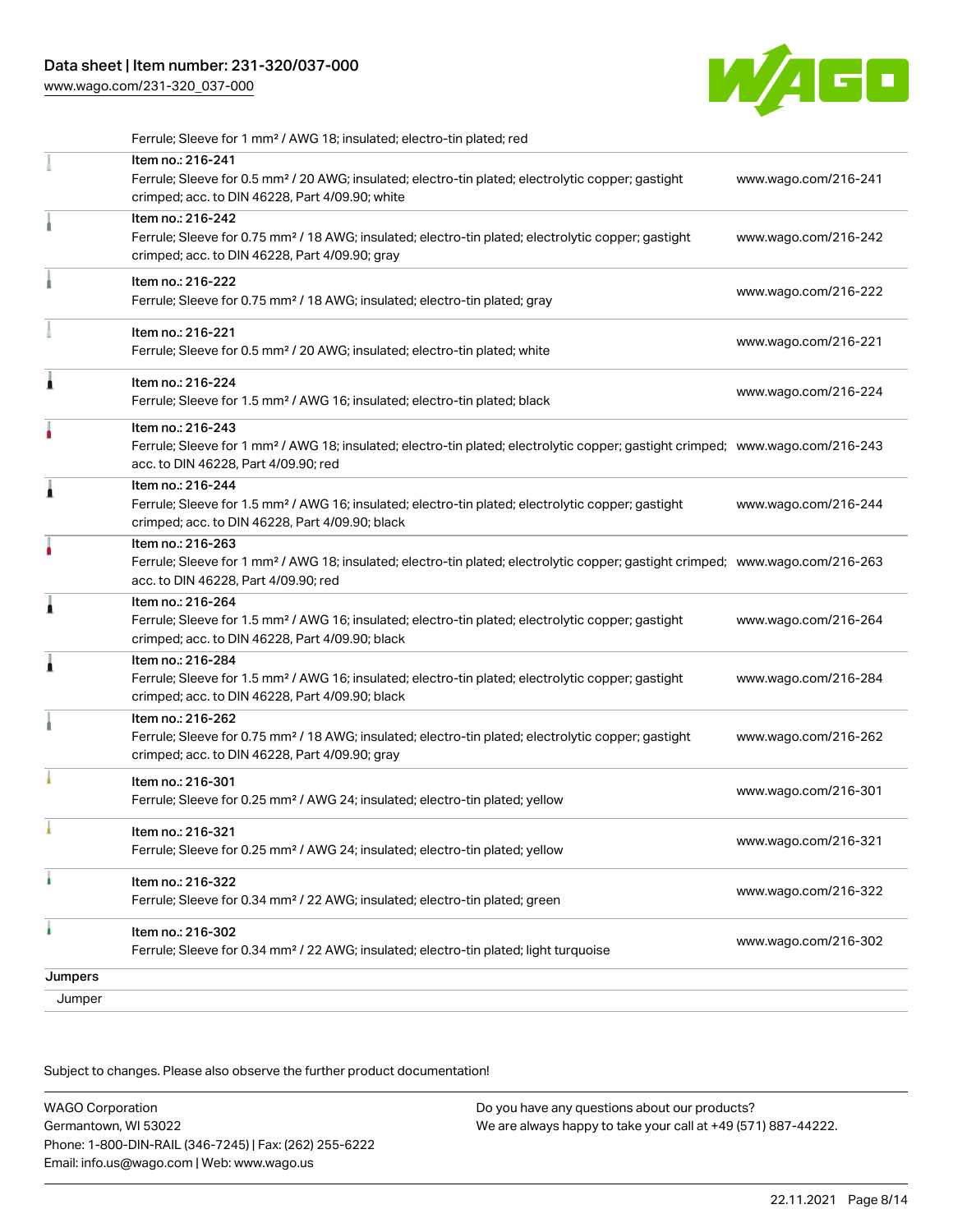| | | |
|---|---|---|
| | Ferrule; Sleeve for 1 mm² / AWG 18; insulated; electro-tin plated; red | |
| | Item no.: 216-241<br>Ferrule; Sleeve for 0.5 mm² / 20 AWG; insulated; electro-tin plated; electrolytic copper; gastight crimped; acc. to DIN 46228, Part 4/09.90; white | www.wago.com/216-241 |
| | Item no.: 216-242<br>Ferrule; Sleeve for 0.75 mm² / 18 AWG; insulated; electro-tin plated; electrolytic copper; gastight crimped; acc. to DIN 46228, Part 4/09.90; gray | www.wago.com/216-242 |
| | Item no.: 216-222<br>Ferrule; Sleeve for 0.75 mm² / 18 AWG; insulated; electro-tin plated; gray | www.wago.com/216-222 |
| | Item no.: 216-221<br>Ferrule; Sleeve for 0.5 mm² / 20 AWG; insulated; electro-tin plated; white | www.wago.com/216-221 |
| | Item no.: 216-224<br>Ferrule; Sleeve for 1.5 mm² / AWG 16; insulated; electro-tin plated; black | www.wago.com/216-224 |
| | Item no.: 216-243<br>Ferrule; Sleeve for 1 mm² / AWG 18; insulated; electro-tin plated; electrolytic copper; gastight crimped; acc. to DIN 46228, Part 4/09.90; red | www.wago.com/216-243 |
| | Item no.: 216-244<br>Ferrule; Sleeve for 1.5 mm² / AWG 16; insulated; electro-tin plated; electrolytic copper; gastight crimped; acc. to DIN 46228, Part 4/09.90; black | www.wago.com/216-244 |
| | Item no.: 216-263<br>Ferrule; Sleeve for 1 mm² / AWG 18; insulated; electro-tin plated; electrolytic copper; gastight crimped; acc. to DIN 46228, Part 4/09.90; red | www.wago.com/216-263 |
| | Item no.: 216-264<br>Ferrule; Sleeve for 1.5 mm² / AWG 16; insulated; electro-tin plated; electrolytic copper; gastight crimped; acc. to DIN 46228, Part 4/09.90; black | www.wago.com/216-264 |
| | Item no.: 216-284<br>Ferrule; Sleeve for 1.5 mm² / AWG 16; insulated; electro-tin plated; electrolytic copper; gastight crimped; acc. to DIN 46228, Part 4/09.90; black | www.wago.com/216-284 |
| | Item no.: 216-262<br>Ferrule; Sleeve for 0.75 mm² / 18 AWG; insulated; electro-tin plated; electrolytic copper; gastight crimped; acc. to DIN 46228, Part 4/09.90; gray | www.wago.com/216-262 |
| | Item no.: 216-301<br>Ferrule; Sleeve for 0.25 mm² / AWG 24; insulated; electro-tin plated; yellow | www.wago.com/216-301 |
| | Item no.: 216-321<br>Ferrule; Sleeve for 0.25 mm² / AWG 24; insulated; electro-tin plated; yellow | www.wago.com/216-321 |
| | Item no.: 216-322<br>Ferrule; Sleeve for 0.34 mm² / 22 AWG; insulated; electro-tin plated; green | www.wago.com/216-322 |
| | Item no.: 216-302<br>Ferrule; Sleeve for 0.34 mm² / 22 AWG; insulated; electro-tin plated; light turquoise | www.wago.com/216-302 |

**Jumpers**

Jumper

Subject to changes. Please also observe the further product documentation!

WAGO Corporation
Germantown, WI 53022
Phone: 1-800-DIN-RAIL (346-7245) | Fax: (262) 255-6222
Email: info.us@wago.com | Web: www.wago.us

Do you have any questions about our products?
We are always happy to take your call at +49 (571) 887-44222.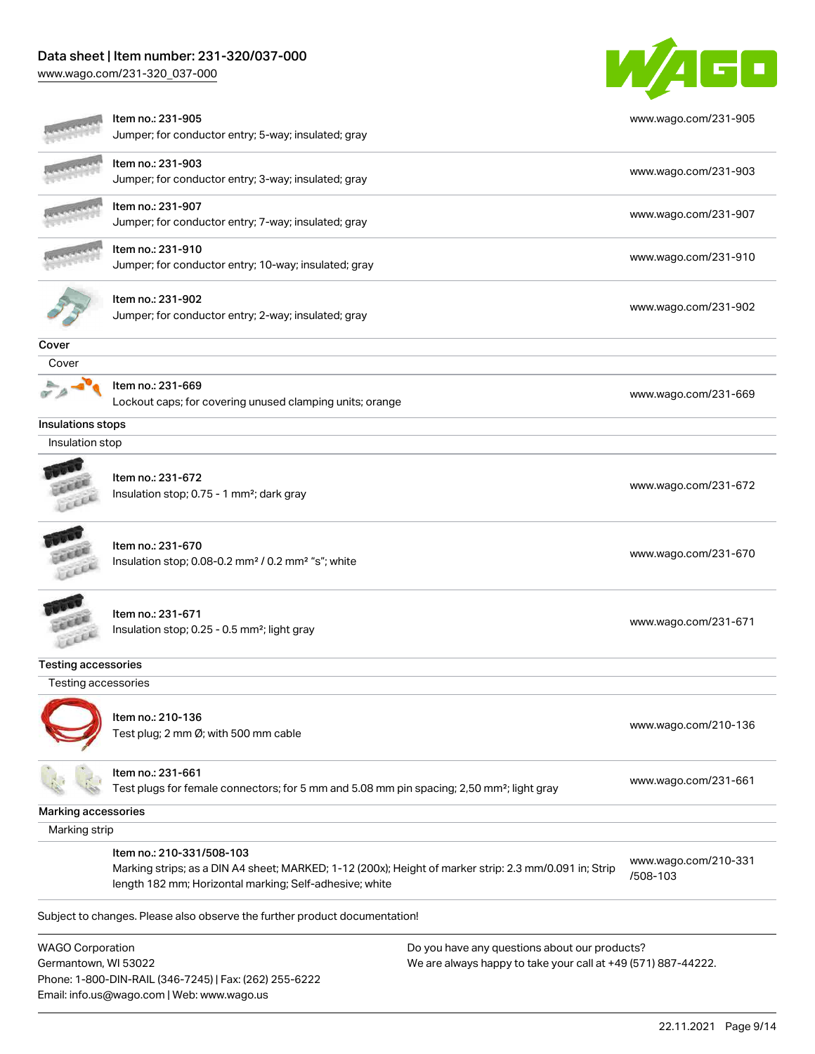| | | |
|---|---|---|
| | Item no.: 231-905<br>Jumper; for conductor entry; 5-way; insulated; gray | www.wago.com/231-905 |
| | Item no.: 231-903<br>Jumper; for conductor entry; 3-way; insulated; gray | www.wago.com/231-903 |
| | Item no.: 231-907<br>Jumper; for conductor entry; 7-way; insulated; gray | www.wago.com/231-907 |
| | Item no.: 231-910<br>Jumper; for conductor entry; 10-way; insulated; gray | www.wago.com/231-910 |
| | Item no.: 231-902<br>Jumper; for conductor entry; 2-way; insulated; gray | www.wago.com/231-902 |

**Cover**

Cover

| | | |
|---|---|---|
| | Item no.: 231-669<br>Lockout caps; for covering unused clamping units; orange | www.wago.com/231-669 |

**Insulations stops**

Insulation stop

| | | |
|---|---|---|
| | Item no.: 231-672<br>Insulation stop; 0.75 - 1 mm²; dark gray | www.wago.com/231-672 |
| | Item no.: 231-670<br>Insulation stop; 0.08-0.2 mm² / 0.2 mm² "s"; white | www.wago.com/231-670 |
| | Item no.: 231-671<br>Insulation stop; 0.25 - 0.5 mm²; light gray | www.wago.com/231-671 |

**Testing accessories**

Testing accessories

| | | |
|---|---|---|
| | Item no.: 210-136<br>Test plug; 2 mm Ø; with 500 mm cable | www.wago.com/210-136 |
| | Item no.: 231-661<br>Test plugs for female connectors; for 5 mm and 5.08 mm pin spacing; 2,50 mm²; light gray | www.wago.com/231-661 |

**Marking accessories**

Marking strip

| | | |
|---|---|---|
| | Item no.: 210-331/508-103<br>Marking strips; as a DIN A4 sheet; MARKED; 1-12 (200x); Height of marker strip: 2.3 mm/0.091 in; Strip length 182 mm; Horizontal marking; Self-adhesive; white | www.wago.com/210-331/508-103 |

Subject to changes. Please also observe the further product documentation!

WAGO Corporation
Germantown, WI 53022
Phone: 1-800-DIN-RAIL (346-7245) | Fax: (262) 255-6222
Email: info.us@wago.com | Web: www.wago.us

Do you have any questions about our products?
We are always happy to take your call at +49 (571) 887-44222.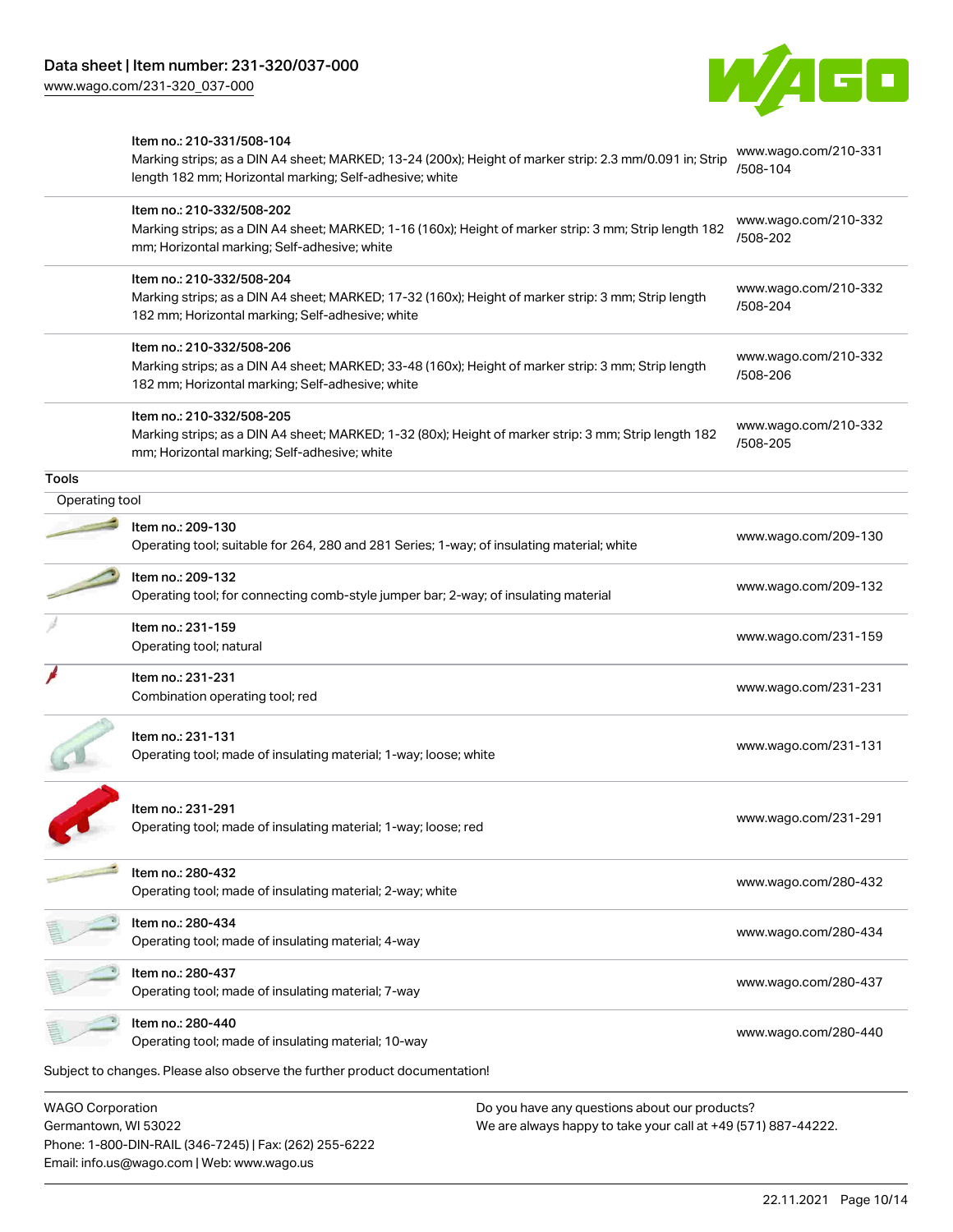| | | |
|---|---|---|
| | Item no.: 210-331/508-104<br>Marking strips; as a DIN A4 sheet; MARKED; 13-24 (200x); Height of marker strip: 2.3 mm/0.091 in; Strip length 182 mm; Horizontal marking; Self-adhesive; white | www.wago.com/210-331/508-104 |
| | Item no.: 210-332/508-202<br>Marking strips; as a DIN A4 sheet; MARKED; 1-16 (160x); Height of marker strip: 3 mm; Strip length 182 mm; Horizontal marking; Self-adhesive; white | www.wago.com/210-332/508-202 |
| | Item no.: 210-332/508-204<br>Marking strips; as a DIN A4 sheet; MARKED; 17-32 (160x); Height of marker strip: 3 mm; Strip length 182 mm; Horizontal marking; Self-adhesive; white | www.wago.com/210-332/508-204 |
| | Item no.: 210-332/508-206<br>Marking strips; as a DIN A4 sheet; MARKED; 33-48 (160x); Height of marker strip: 3 mm; Strip length 182 mm; Horizontal marking; Self-adhesive; white | www.wago.com/210-332/508-206 |
| | Item no.: 210-332/508-205<br>Marking strips; as a DIN A4 sheet; MARKED; 1-32 (80x); Height of marker strip: 3 mm; Strip length 182 mm; Horizontal marking; Self-adhesive; white | www.wago.com/210-332/508-205 |

**Tools**

Operating tool

| | | |
|---|---|---|
| | Item no.: 209-130<br>Operating tool; suitable for 264, 280 and 281 Series; 1-way; of insulating material; white | www.wago.com/209-130 |
| | Item no.: 209-132<br>Operating tool; for connecting comb-style jumper bar; 2-way; of insulating material | www.wago.com/209-132 |
| | Item no.: 231-159<br>Operating tool; natural | www.wago.com/231-159 |
| | Item no.: 231-231<br>Combination operating tool; red | www.wago.com/231-231 |
| | Item no.: 231-131<br>Operating tool; made of insulating material; 1-way; loose; white | www.wago.com/231-131 |
| | Item no.: 231-291<br>Operating tool; made of insulating material; 1-way; loose; red | www.wago.com/231-291 |
| | Item no.: 280-432<br>Operating tool; made of insulating material; 2-way; white | www.wago.com/280-432 |
| | Item no.: 280-434<br>Operating tool; made of insulating material; 4-way | www.wago.com/280-434 |
| | Item no.: 280-437<br>Operating tool; made of insulating material; 7-way | www.wago.com/280-437 |
| | Item no.: 280-440<br>Operating tool; made of insulating material; 10-way | www.wago.com/280-440 |

Subject to changes. Please also observe the further product documentation!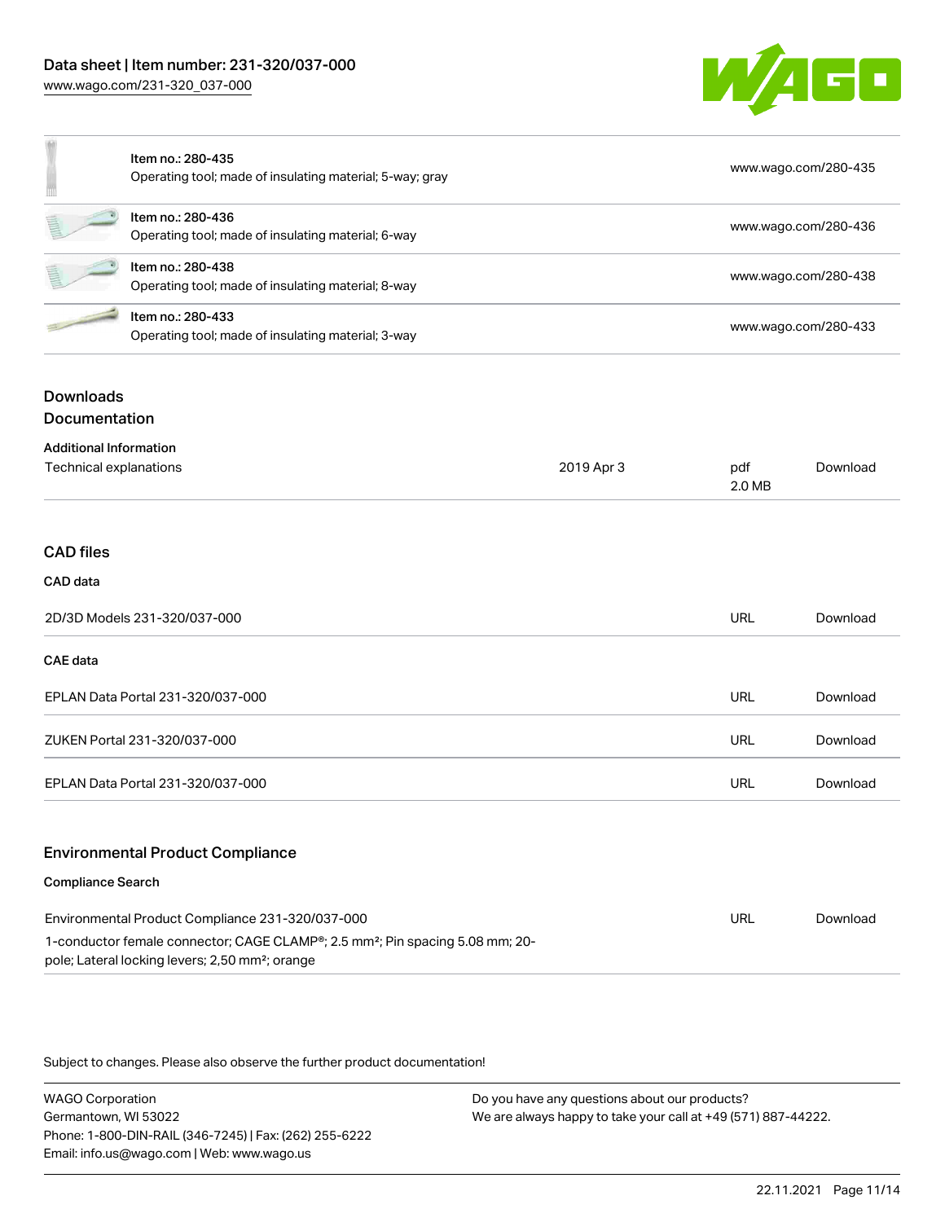| Item | Link |
| --- | --- |
| Item no.: 280-435<br>Operating tool; made of insulating material; 5-way; gray | www.wago.com/280-435 |
| Item no.: 280-436<br>Operating tool; made of insulating material; 6-way | www.wago.com/280-436 |
| Item no.: 280-438<br>Operating tool; made of insulating material; 8-way | www.wago.com/280-438 |
| Item no.: 280-433<br>Operating tool; made of insulating material; 3-way | www.wago.com/280-433 |

## Downloads

### Documentation

**Additional Information**

| | | | |
| --- | --- | --- | --- |
| Technical explanations | 2019 Apr 3 | pdf<br>2.0 MB | Download |

### CAD files

**CAD data**

| | | |
| --- | --- | --- |
| 2D/3D Models 231-320/037-000 | URL | Download |

**CAE data**

| | | |
| --- | --- | --- |
| EPLAN Data Portal 231-320/037-000 | URL | Download |
| ZUKEN Portal 231-320/037-000 | URL | Download |
| EPLAN Data Portal 231-320/037-000 | URL | Download |

### Environmental Product Compliance

**Compliance Search**

| | | |
| --- | --- | --- |
| Environmental Product Compliance 231-320/037-000<br>1-conductor female connector; CAGE CLAMP®; 2.5 mm²; Pin spacing 5.08 mm; 20-pole; Lateral locking levers; 2,50 mm²; orange | URL | Download |

Subject to changes. Please also observe the further product documentation!

WAGO Corporation
Germantown, WI 53022
Phone: 1-800-DIN-RAIL (346-7245) | Fax: (262) 255-6222
Email: info.us@wago.com | Web: www.wago.us

Do you have any questions about our products?
We are always happy to take your call at +49 (571) 887-44222.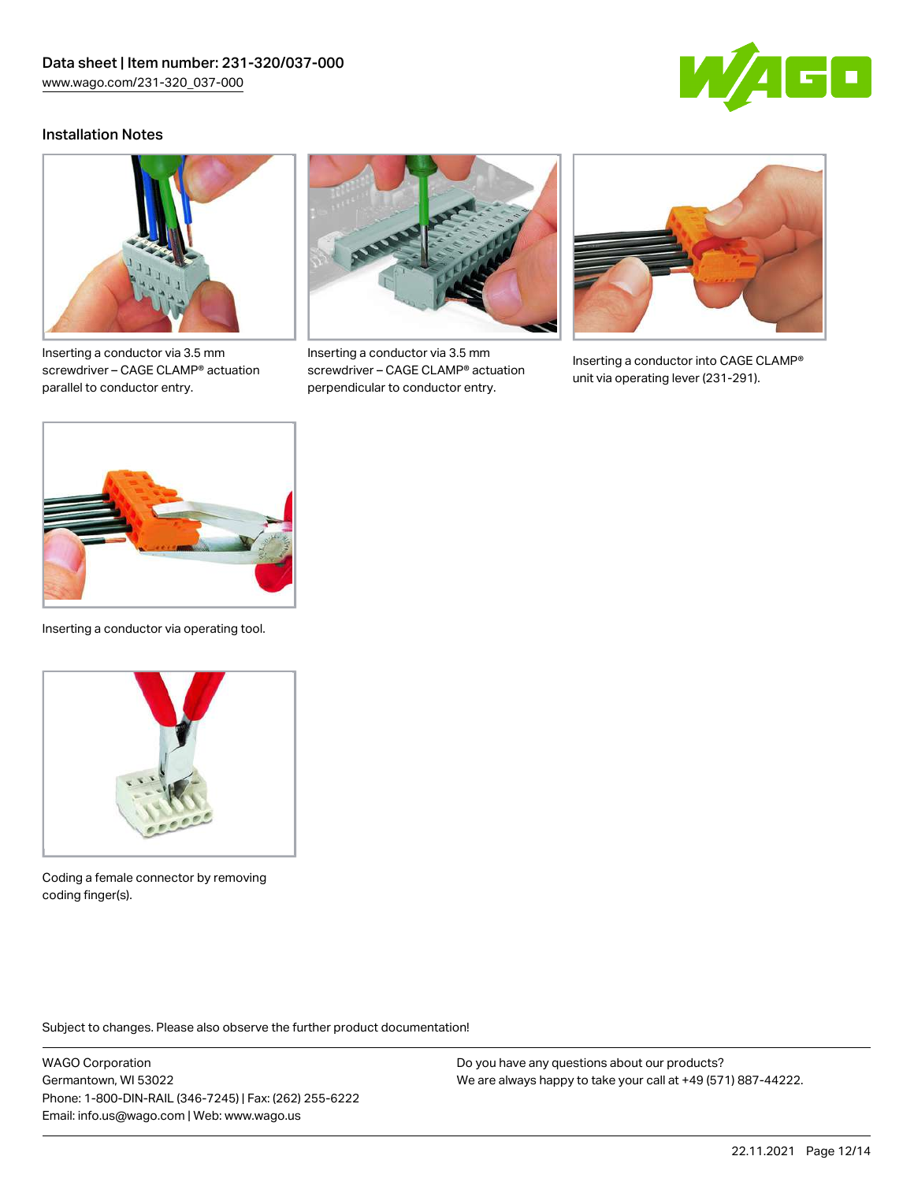## Installation Notes

Inserting a conductor via 3.5 mm screwdriver – CAGE CLAMP® actuation parallel to conductor entry.

Inserting a conductor via 3.5 mm screwdriver – CAGE CLAMP® actuation perpendicular to conductor entry.

Inserting a conductor into CAGE CLAMP® unit via operating lever (231-291).

Inserting a conductor via operating tool.

Coding a female connector by removing coding finger(s).

Subject to changes. Please also observe the further product documentation!

WAGO Corporation
Germantown, WI 53022
Phone: 1-800-DIN-RAIL (346-7245) | Fax: (262) 255-6222
Email: info.us@wago.com | Web: www.wago.us

Do you have any questions about our products?
We are always happy to take your call at +49 (571) 887-44222.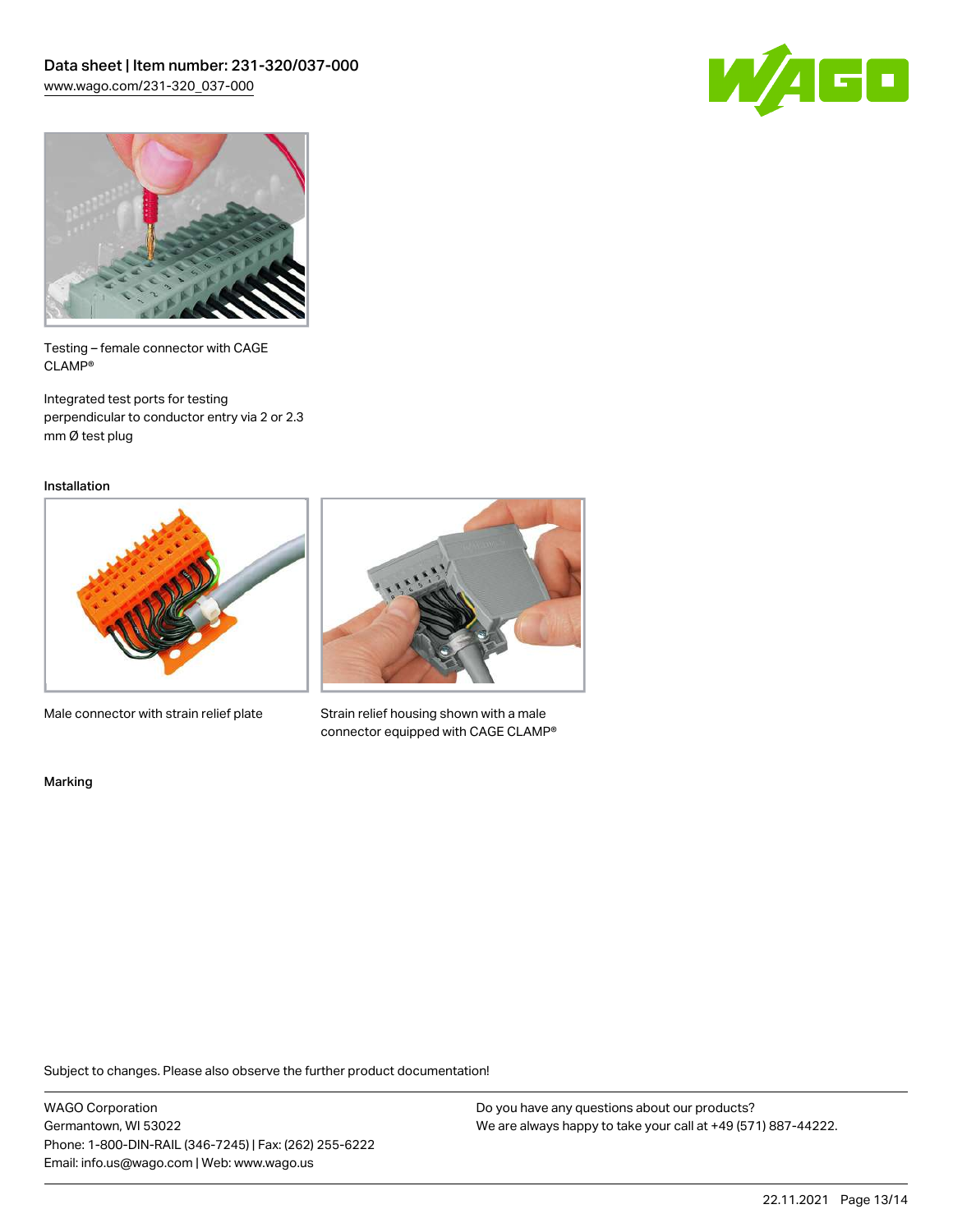Testing – female connector with CAGE CLAMP®

Integrated test ports for testing perpendicular to conductor entry via 2 or 2.3 mm Ø test plug

## Installation

Male connector with strain relief plate

Strain relief housing shown with a male connector equipped with CAGE CLAMP®

## Marking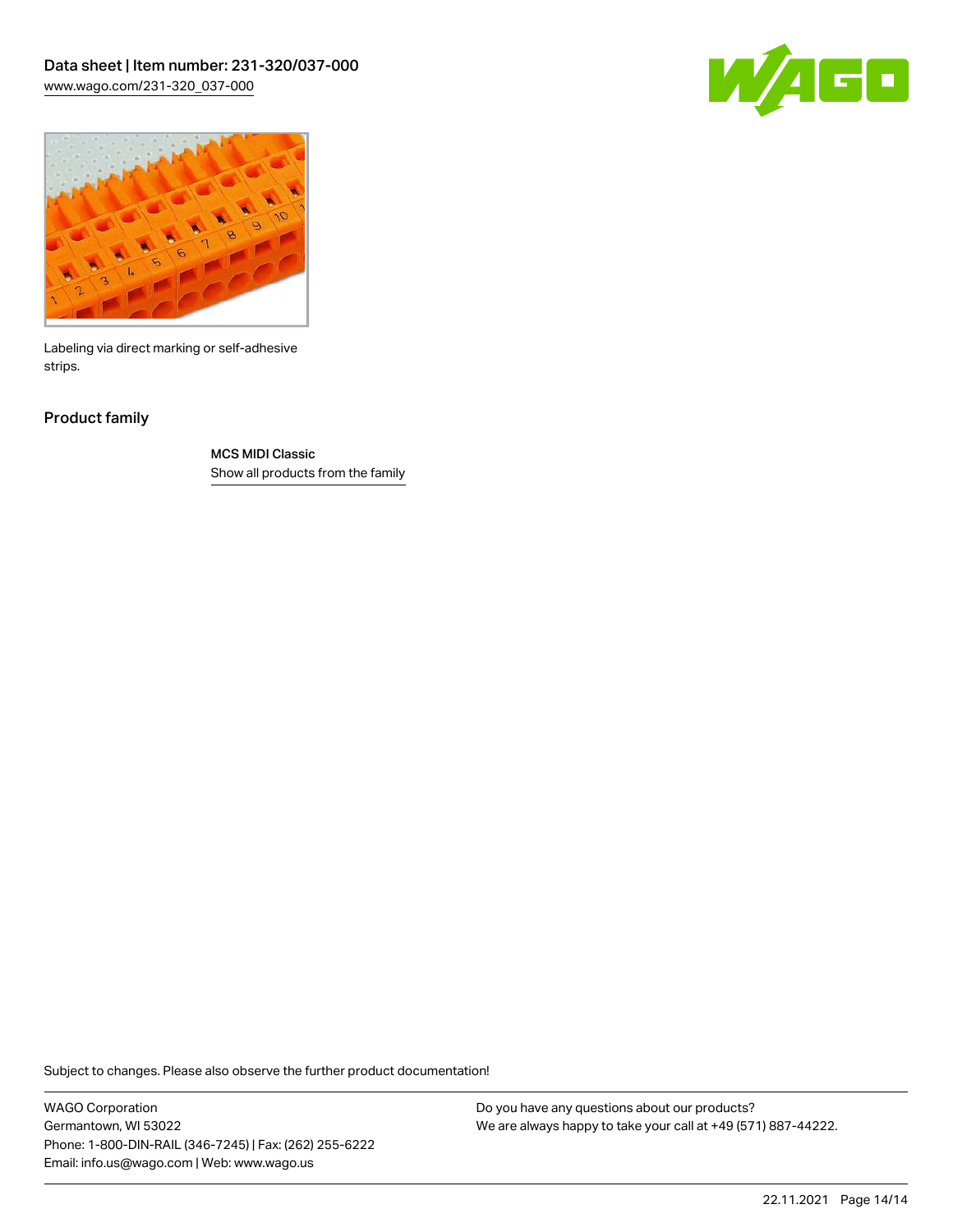Labeling via direct marking or self-adhesive strips.

## Product family

MCS MIDI Classic

Show all products from the family

Subject to changes. Please also observe the further product documentation!

WAGO Corporation
Germantown, WI 53022
Phone: 1-800-DIN-RAIL (346-7245) | Fax: (262) 255-6222
Email: info.us@wago.com | Web: www.wago.us

Do you have any questions about our products?
We are always happy to take your call at +49 (571) 887-44222.

22.11.2021